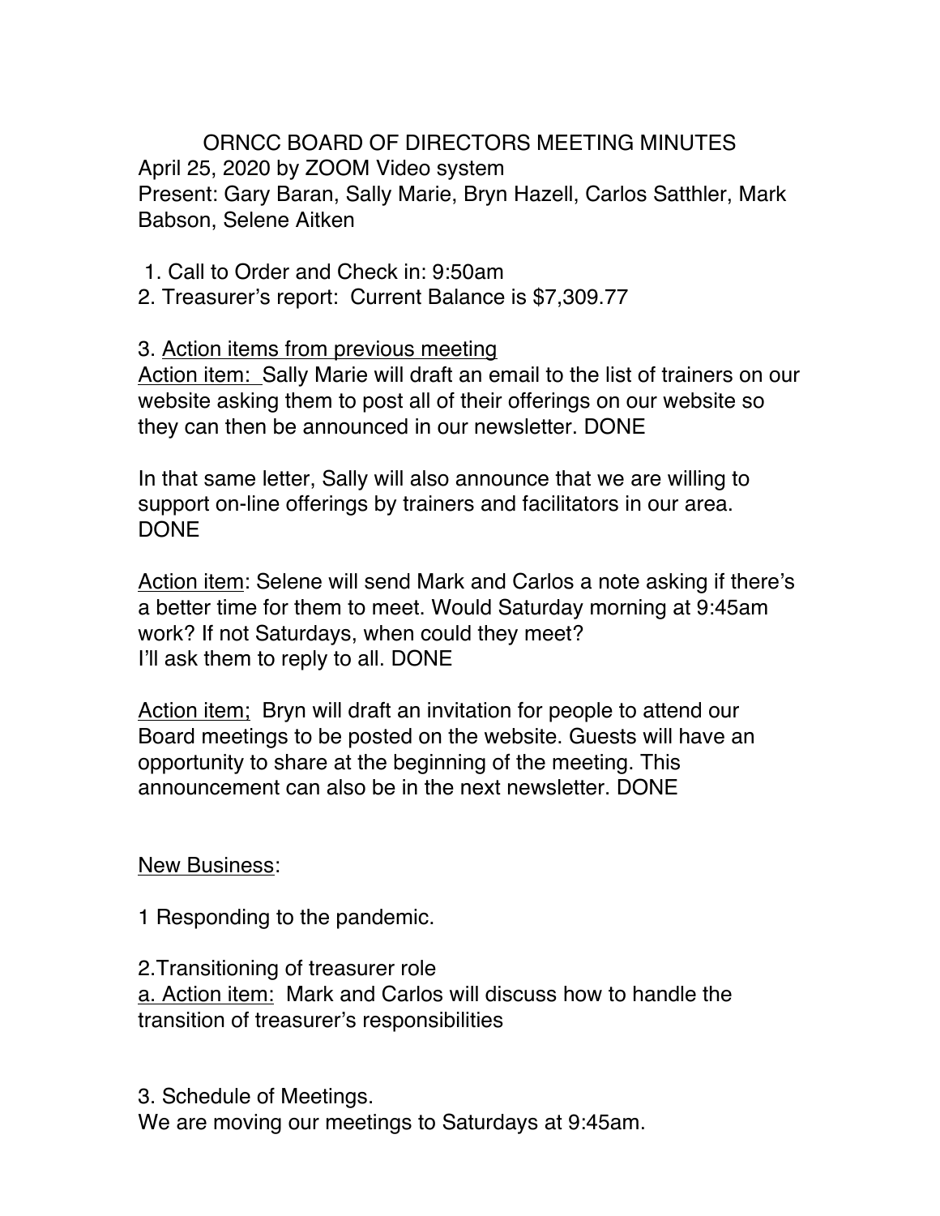# ORNCC BOARD OF DIRECTORS MEETING MINUTES

April 25, 2020 by ZOOM Video system
Present: Gary Baran, Sally Marie, Bryn Hazell, Carlos Satthler, Mark Babson, Selene Aitken

1. Call to Order and Check in: 9:50am
2. Treasurer's report: Current Balance is $7,309.77

3. Action items from previous meeting

Action item: Sally Marie will draft an email to the list of trainers on our website asking them to post all of their offerings on our website so they can then be announced in our newsletter. DONE

In that same letter, Sally will also announce that we are willing to support on-line offerings by trainers and facilitators in our area. DONE

Action item: Selene will send Mark and Carlos a note asking if there's a better time for them to meet. Would Saturday morning at 9:45am work? If not Saturdays, when could they meet?
I'll ask them to reply to all. DONE

Action item; Bryn will draft an invitation for people to attend our Board meetings to be posted on the website. Guests will have an opportunity to share at the beginning of the meeting. This announcement can also be in the next newsletter. DONE

New Business:

1 Responding to the pandemic.

2.Transitioning of treasurer role
a. Action item: Mark and Carlos will discuss how to handle the transition of treasurer's responsibilities

3. Schedule of Meetings.
We are moving our meetings to Saturdays at 9:45am.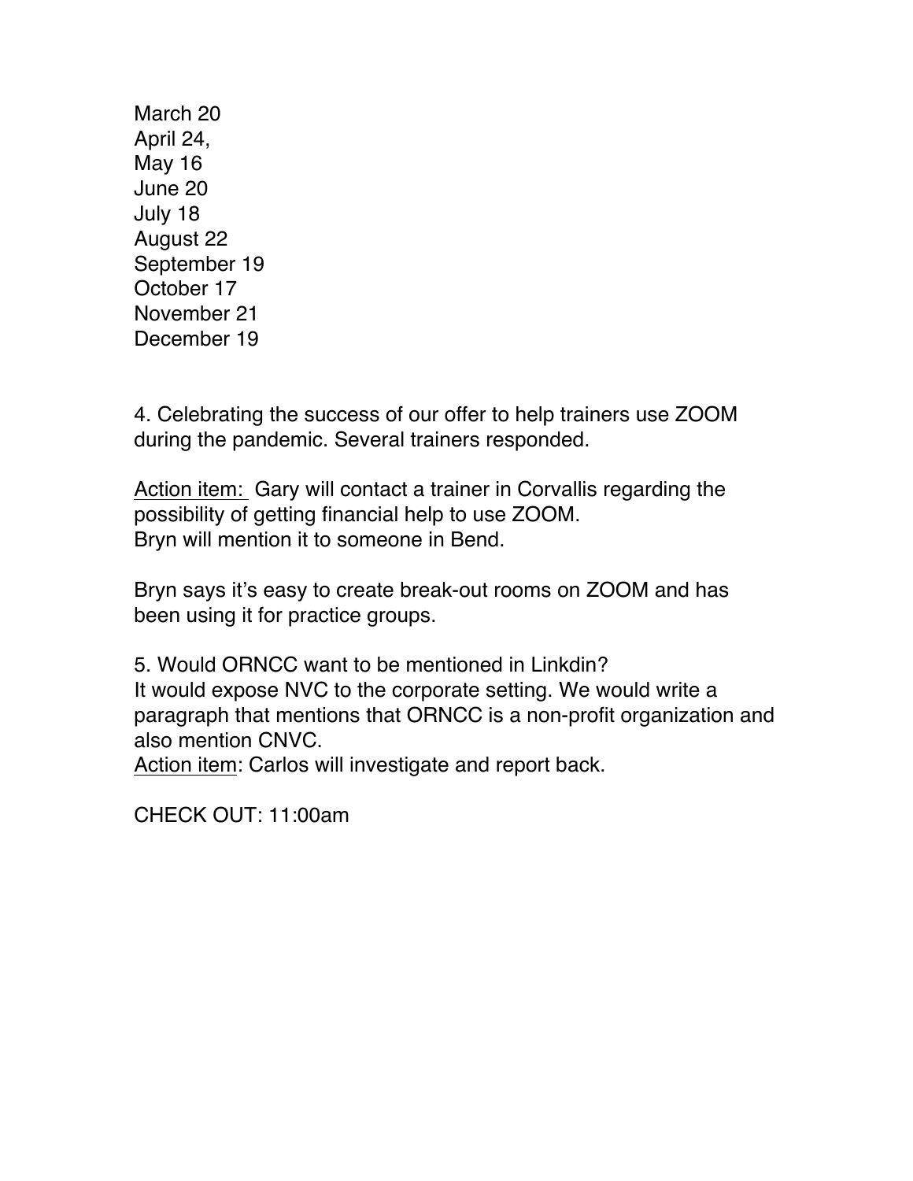March 20
April 24,
May 16
June 20
July 18
August 22
September 19
October 17
November 21
December 19

4. Celebrating the success of our offer to help trainers use ZOOM during the pandemic. Several trainers responded.

<u>Action item:</u> Gary will contact a trainer in Corvallis regarding the possibility of getting financial help to use ZOOM.
Bryn will mention it to someone in Bend.

Bryn says it's easy to create break-out rooms on ZOOM and has been using it for practice groups.

5. Would ORNCC want to be mentioned in Linkdin?
It would expose NVC to the corporate setting. We would write a paragraph that mentions that ORNCC is a non-profit organization and also mention CNVC.
<u>Action item</u>: Carlos will investigate and report back.

CHECK OUT: 11:00am